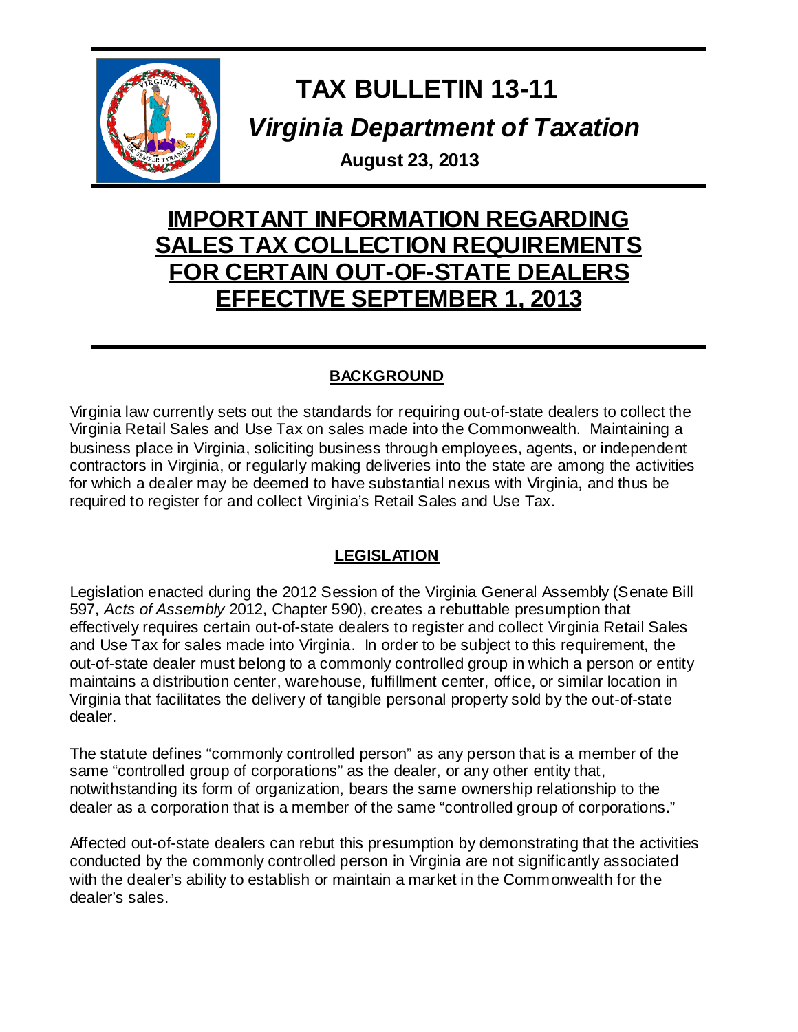# TAX BULLETIN 13-11

## *Virginia Department of Taxation*

**August 23, 2013**

# IMPORTANT INFORMATION REGARDING SALES TAX COLLECTION REQUIREMENTS FOR CERTAIN OUT-OF-STATE DEALERS EFFECTIVE SEPTEMBER 1, 2013

## BACKGROUND

Virginia law currently sets out the standards for requiring out-of-state dealers to collect the Virginia Retail Sales and Use Tax on sales made into the Commonwealth. Maintaining a business place in Virginia, soliciting business through employees, agents, or independent contractors in Virginia, or regularly making deliveries into the state are among the activities for which a dealer may be deemed to have substantial nexus with Virginia, and thus be required to register for and collect Virginia's Retail Sales and Use Tax.

## LEGISLATION

Legislation enacted during the 2012 Session of the Virginia General Assembly (Senate Bill 597, *Acts of Assembly* 2012, Chapter 590), creates a rebuttable presumption that effectively requires certain out-of-state dealers to register and collect Virginia Retail Sales and Use Tax for sales made into Virginia. In order to be subject to this requirement, the out-of-state dealer must belong to a commonly controlled group in which a person or entity maintains a distribution center, warehouse, fulfillment center, office, or similar location in Virginia that facilitates the delivery of tangible personal property sold by the out-of-state dealer.

The statute defines "commonly controlled person" as any person that is a member of the same "controlled group of corporations" as the dealer, or any other entity that, notwithstanding its form of organization, bears the same ownership relationship to the dealer as a corporation that is a member of the same "controlled group of corporations."

Affected out-of-state dealers can rebut this presumption by demonstrating that the activities conducted by the commonly controlled person in Virginia are not significantly associated with the dealer's ability to establish or maintain a market in the Commonwealth for the dealer's sales.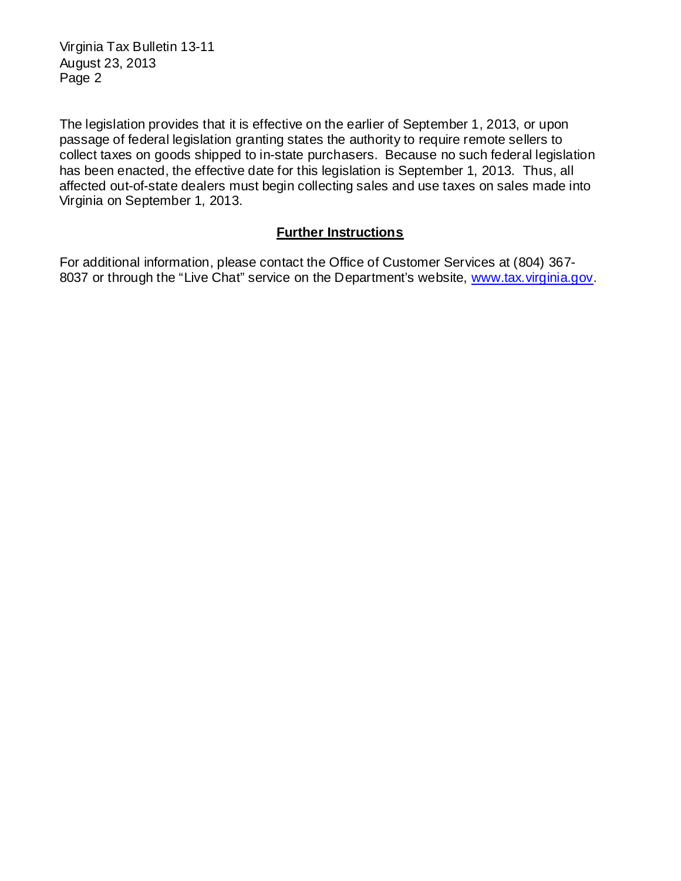The legislation provides that it is effective on the earlier of September 1, 2013, or upon passage of federal legislation granting states the authority to require remote sellers to collect taxes on goods shipped to in-state purchasers. Because no such federal legislation has been enacted, the effective date for this legislation is September 1, 2013. Thus, all affected out-of-state dealers must begin collecting sales and use taxes on sales made into Virginia on September 1, 2013.

## Further Instructions

For additional information, please contact the Office of Customer Services at (804) 367-8037 or through the "Live Chat" service on the Department's website, www.tax.virginia.gov.